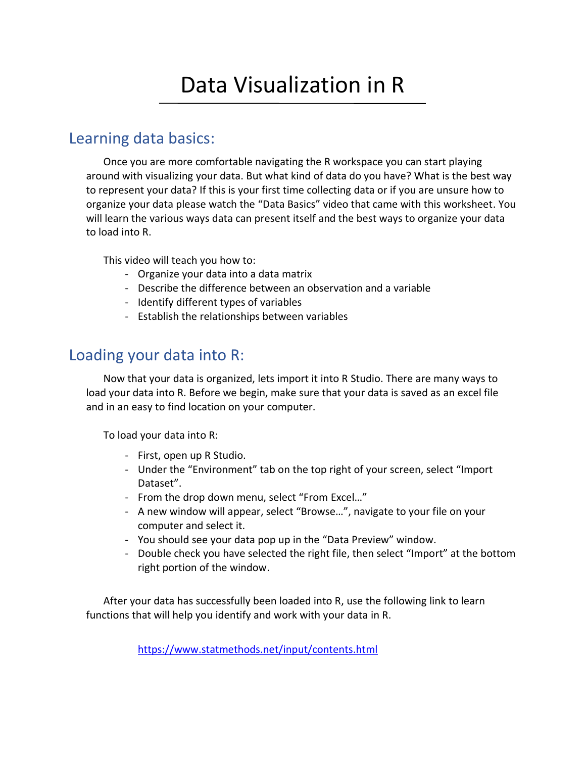# Data Visualization in R

## Learning data basics:

Once you are more comfortable navigating the R workspace you can start playing around with visualizing your data. But what kind of data do you have? What is the best way to represent your data? If this is your first time collecting data or if you are unsure how to organize your data please watch the "Data Basics" video that came with this worksheet. You will learn the various ways data can present itself and the best ways to organize your data to load into R.

This video will teach you how to:

- Organize your data into a data matrix
- Describe the difference between an observation and a variable
- Identify different types of variables
- Establish the relationships between variables

## Loading your data into R:

Now that your data is organized, lets import it into R Studio. There are many ways to load your data into R. Before we begin, make sure that your data is saved as an excel file and in an easy to find location on your computer.

To load your data into R:

- First, open up R Studio.
- Under the "Environment" tab on the top right of your screen, select "Import Dataset".
- From the drop down menu, select "From Excel…"
- A new window will appear, select "Browse…", navigate to your file on your computer and select it.
- You should see your data pop up in the "Data Preview" window.
- Double check you have selected the right file, then select "Import" at the bottom right portion of the window.

After your data has successfully been loaded into R, use the following link to learn functions that will help you identify and work with your data in R.

https://www.statmethods.net/input/contents.html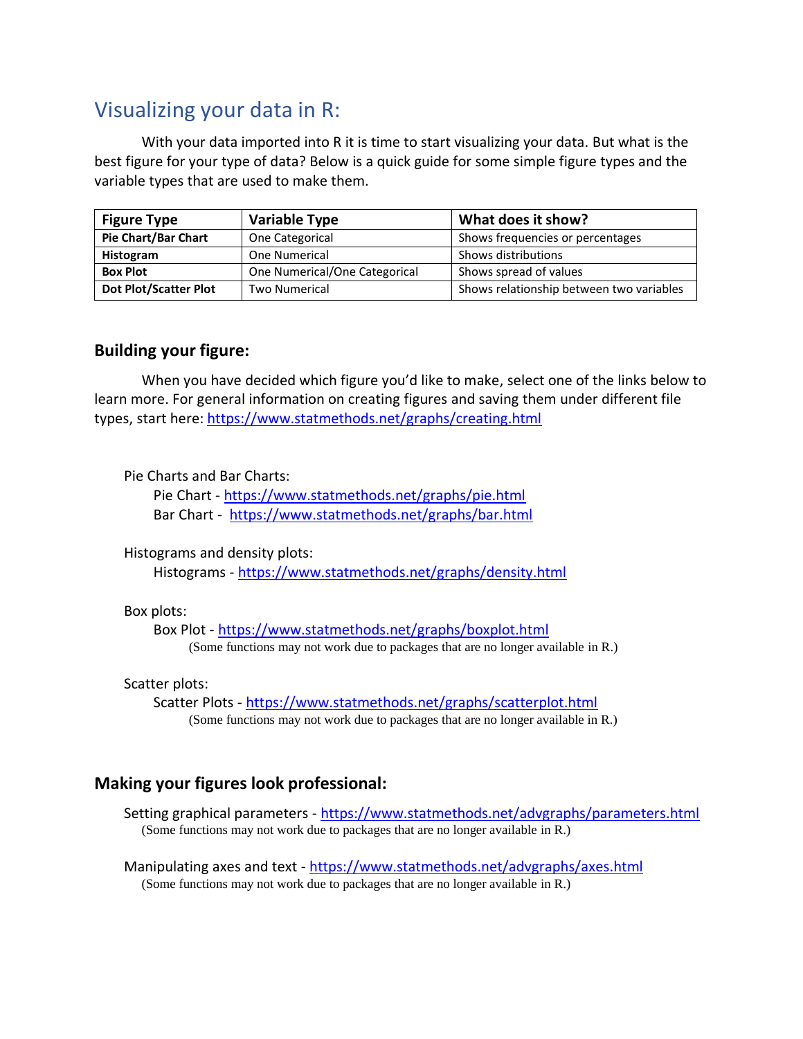# Visualizing your data in R:

With your data imported into R it is time to start visualizing your data. But what is the best figure for your type of data? Below is a quick guide for some simple figure types and the variable types that are used to make them.

| Figure Type | Variable Type | What does it show? |
|---|---|---|
| **Pie Chart/Bar Chart** | One Categorical | Shows frequencies or percentages |
| **Histogram** | One Numerical | Shows distributions |
| **Box Plot** | One Numerical/One Categorical | Shows spread of values |
| **Dot Plot/Scatter Plot** | Two Numerical | Shows relationship between two variables |

## Building your figure:

When you have decided which figure you'd like to make, select one of the links below to learn more. For general information on creating figures and saving them under different file types, start here: https://www.statmethods.net/graphs/creating.html

Pie Charts and Bar Charts:
- Pie Chart - https://www.statmethods.net/graphs/pie.html
- Bar Chart - https://www.statmethods.net/graphs/bar.html

Histograms and density plots:
- Histograms - https://www.statmethods.net/graphs/density.html

Box plots:
- Box Plot - https://www.statmethods.net/graphs/boxplot.html
  (Some functions may not work due to packages that are no longer available in R.)

Scatter plots:
- Scatter Plots - https://www.statmethods.net/graphs/scatterplot.html
  (Some functions may not work due to packages that are no longer available in R.)

## Making your figures look professional:

Setting graphical parameters - https://www.statmethods.net/advgraphs/parameters.html
(Some functions may not work due to packages that are no longer available in R.)

Manipulating axes and text - https://www.statmethods.net/advgraphs/axes.html
(Some functions may not work due to packages that are no longer available in R.)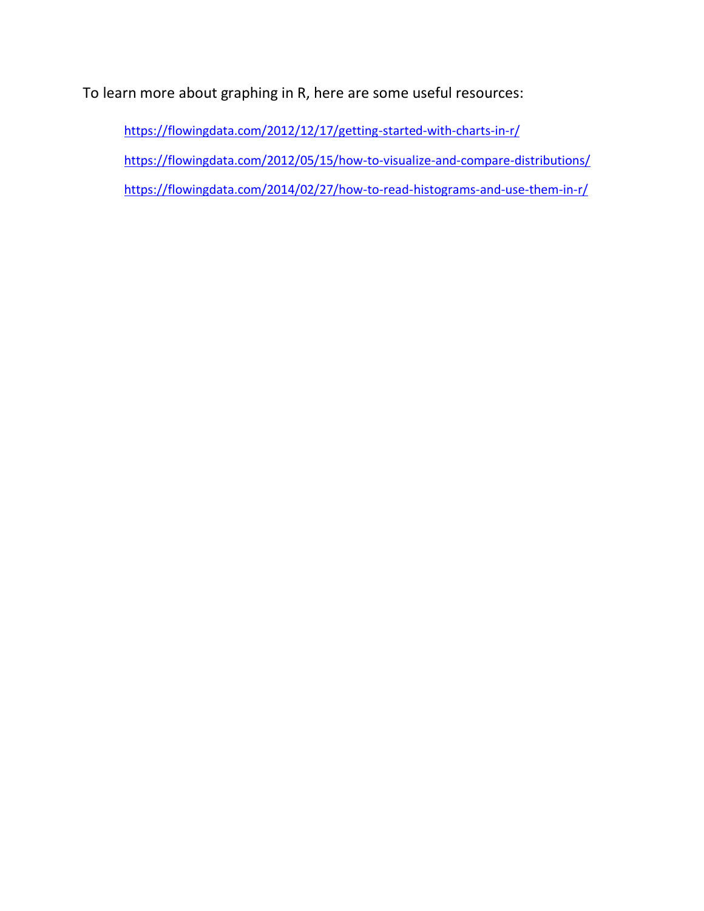To learn more about graphing in R, here are some useful resources:

https://flowingdata.com/2012/12/17/getting-started-with-charts-in-r/

https://flowingdata.com/2012/05/15/how-to-visualize-and-compare-distributions/

https://flowingdata.com/2014/02/27/how-to-read-histograms-and-use-them-in-r/